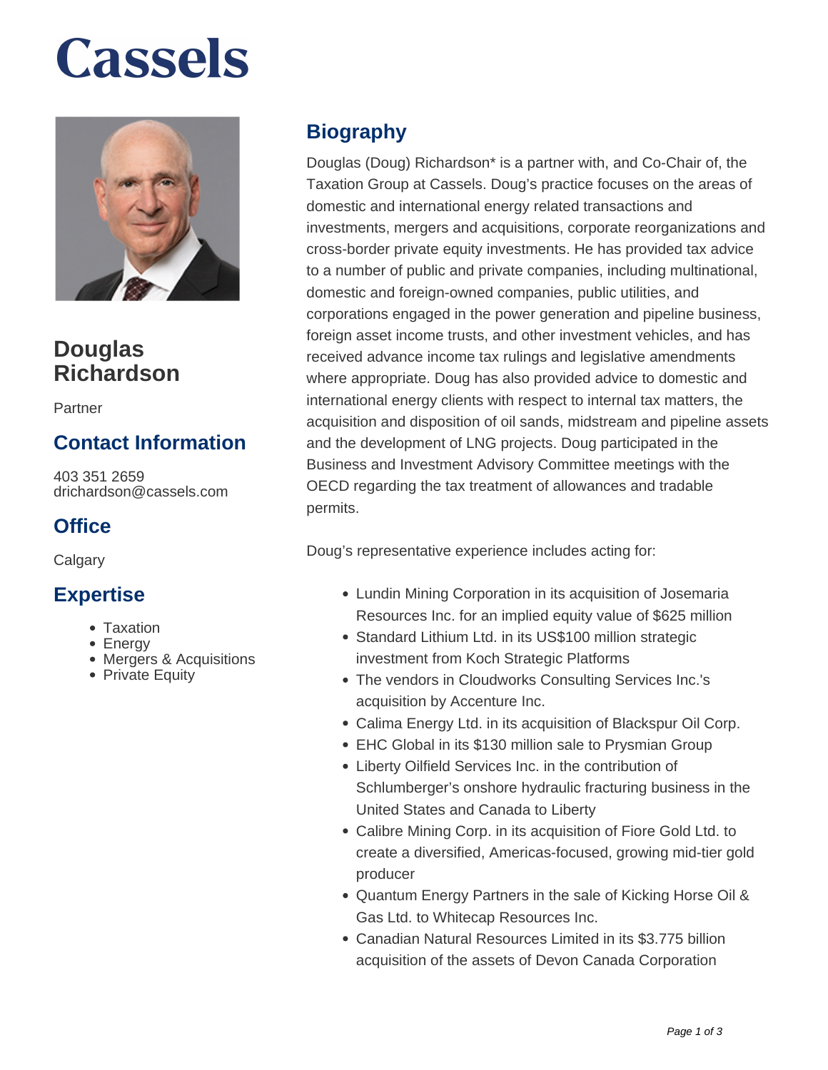# Cassels

## Douglas Richardson

Partner

### Contact Information

403 351 2659
drichardson@cassels.com

### Office

Calgary

### Expertise

- Taxation
- Energy
- Mergers & Acquisitions
- Private Equity

## Biography

Douglas (Doug) Richardson* is a partner with, and Co-Chair of, the Taxation Group at Cassels. Doug's practice focuses on the areas of domestic and international energy related transactions and investments, mergers and acquisitions, corporate reorganizations and cross-border private equity investments. He has provided tax advice to a number of public and private companies, including multinational, domestic and foreign-owned companies, public utilities, and corporations engaged in the power generation and pipeline business, foreign asset income trusts, and other investment vehicles, and has received advance income tax rulings and legislative amendments where appropriate. Doug has also provided advice to domestic and international energy clients with respect to internal tax matters, the acquisition and disposition of oil sands, midstream and pipeline assets and the development of LNG projects. Doug participated in the Business and Investment Advisory Committee meetings with the OECD regarding the tax treatment of allowances and tradable permits.

Doug's representative experience includes acting for:

- Lundin Mining Corporation in its acquisition of Josemaria Resources Inc. for an implied equity value of $625 million
- Standard Lithium Ltd. in its US$100 million strategic investment from Koch Strategic Platforms
- The vendors in Cloudworks Consulting Services Inc.'s acquisition by Accenture Inc.
- Calima Energy Ltd. in its acquisition of Blackspur Oil Corp.
- EHC Global in its $130 million sale to Prysmian Group
- Liberty Oilfield Services Inc. in the contribution of Schlumberger's onshore hydraulic fracturing business in the United States and Canada to Liberty
- Calibre Mining Corp. in its acquisition of Fiore Gold Ltd. to create a diversified, Americas-focused, growing mid-tier gold producer
- Quantum Energy Partners in the sale of Kicking Horse Oil & Gas Ltd. to Whitecap Resources Inc.
- Canadian Natural Resources Limited in its $3.775 billion acquisition of the assets of Devon Canada Corporation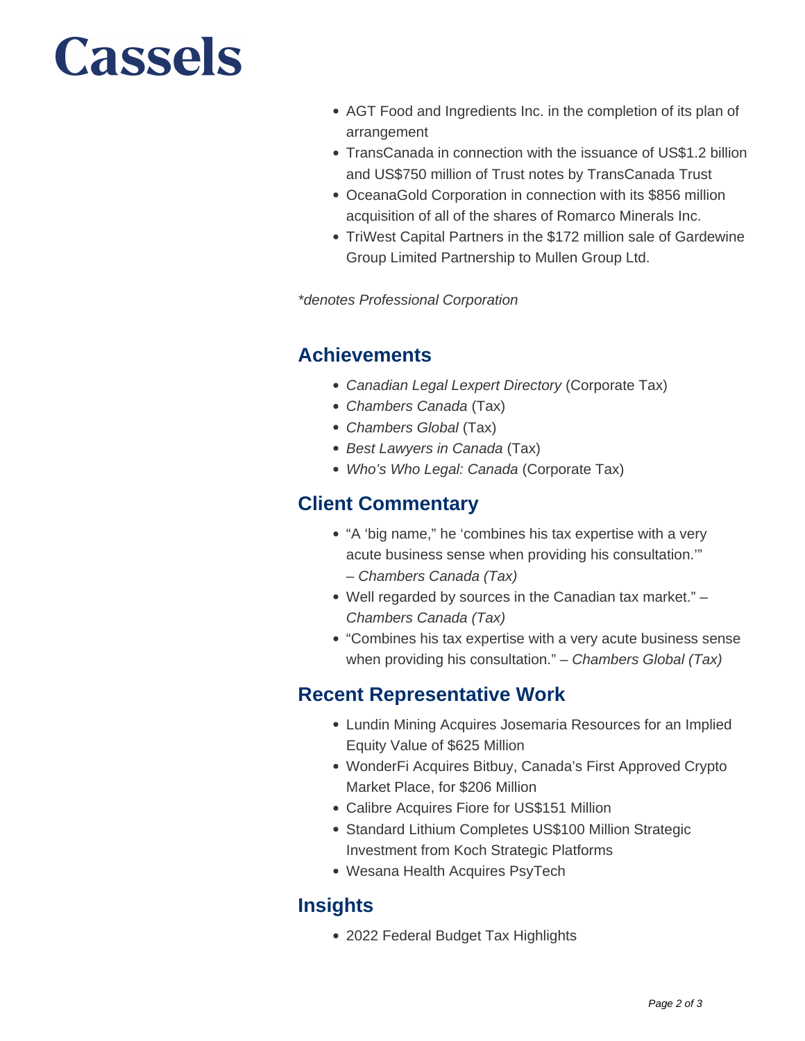- AGT Food and Ingredients Inc. in the completion of its plan of arrangement
- TransCanada in connection with the issuance of US$1.2 billion and US$750 million of Trust notes by TransCanada Trust
- OceanaGold Corporation in connection with its $856 million acquisition of all of the shares of Romarco Minerals Inc.
- TriWest Capital Partners in the $172 million sale of Gardewine Group Limited Partnership to Mullen Group Ltd.

*\*denotes Professional Corporation*

## Achievements

- *Canadian Legal Lexpert Directory* (Corporate Tax)
- *Chambers Canada* (Tax)
- *Chambers Global* (Tax)
- *Best Lawyers in Canada* (Tax)
- *Who's Who Legal: Canada* (Corporate Tax)

## Client Commentary

- "A 'big name," he 'combines his tax expertise with a very acute business sense when providing his consultation.'" – *Chambers Canada (Tax)*
- Well regarded by sources in the Canadian tax market." – *Chambers Canada (Tax)*
- "Combines his tax expertise with a very acute business sense when providing his consultation." – *Chambers Global (Tax)*

## Recent Representative Work

- Lundin Mining Acquires Josemaria Resources for an Implied Equity Value of $625 Million
- WonderFi Acquires Bitbuy, Canada's First Approved Crypto Market Place, for $206 Million
- Calibre Acquires Fiore for US$151 Million
- Standard Lithium Completes US$100 Million Strategic Investment from Koch Strategic Platforms
- Wesana Health Acquires PsyTech

## Insights

- 2022 Federal Budget Tax Highlights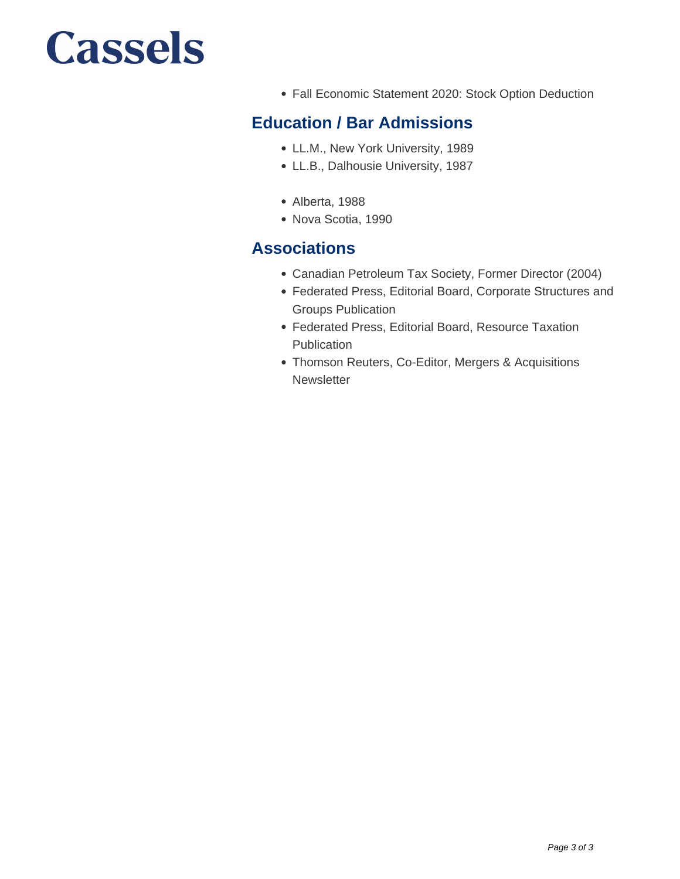- Fall Economic Statement 2020: Stock Option Deduction

## Education / Bar Admissions

- LL.M., New York University, 1989
- LL.B., Dalhousie University, 1987

- Alberta, 1988
- Nova Scotia, 1990

## Associations

- Canadian Petroleum Tax Society, Former Director (2004)
- Federated Press, Editorial Board, Corporate Structures and Groups Publication
- Federated Press, Editorial Board, Resource Taxation Publication
- Thomson Reuters, Co-Editor, Mergers & Acquisitions Newsletter